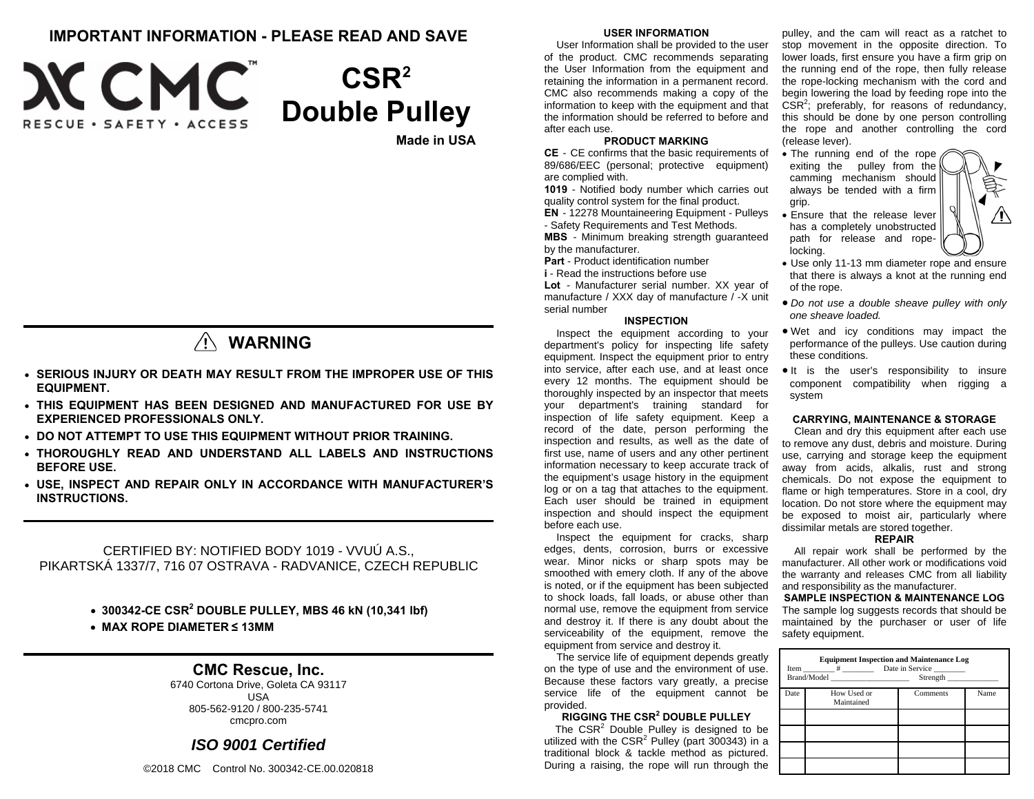# IMPORTANT INFORMATION - PLEASE READ AND SAVE

CMC RESCUE • SAFETY • ACCESS

# CSR² Double Pulley

**Made in USA**

## ⚠ WARNING

- **SERIOUS INJURY OR DEATH MAY RESULT FROM THE IMPROPER USE OF THIS EQUIPMENT.**
- **THIS EQUIPMENT HAS BEEN DESIGNED AND MANUFACTURED FOR USE BY EXPERIENCED PROFESSIONALS ONLY.**
- **DO NOT ATTEMPT TO USE THIS EQUIPMENT WITHOUT PRIOR TRAINING.**
- **THOROUGHLY READ AND UNDERSTAND ALL LABELS AND INSTRUCTIONS BEFORE USE.**
- **USE, INSPECT AND REPAIR ONLY IN ACCORDANCE WITH MANUFACTURER'S INSTRUCTIONS.**

CERTIFIED BY: NOTIFIED BODY 1019 - VVUÚ A.S., PIKARTSKÁ 1337/7, 716 07 OSTRAVA - RADVANICE, CZECH REPUBLIC

- **300342-CE CSR² DOUBLE PULLEY, MBS 46 kN (10,341 lbf)**
- **MAX ROPE DIAMETER ≤ 13MM**

**CMC Rescue, Inc.**
6740 Cortona Drive, Goleta CA 93117
USA
805-562-9120 / 800-235-5741
cmcpro.com

***ISO 9001 Certified***

©2018 CMC Control No. 300342-CE.00.020818

### USER INFORMATION

User Information shall be provided to the user of the product. CMC recommends separating the User Information from the equipment and retaining the information in a permanent record. CMC also recommends making a copy of the information to keep with the equipment and that the information should be referred to before and after each use.

### PRODUCT MARKING

**CE** - CE confirms that the basic requirements of 89/686/EEC (personal; protective equipment) are complied with.

**1019** - Notified body number which carries out quality control system for the final product.

**EN** - 12278 Mountaineering Equipment - Pulleys - Safety Requirements and Test Methods.

**MBS** - Minimum breaking strength guaranteed by the manufacturer.

**Part** - Product identification number

**i** - Read the instructions before use

**Lot** - Manufacturer serial number. XX year of manufacture / XXX day of manufacture / -X unit serial number

### INSPECTION

Inspect the equipment according to your department's policy for inspecting life safety equipment. Inspect the equipment prior to entry into service, after each use, and at least once every 12 months. The equipment should be thoroughly inspected by an inspector that meets your department's training standard for inspection of life safety equipment. Keep a record of the date, person performing the inspection and results, as well as the date of first use, name of users and any other pertinent information necessary to keep accurate track of the equipment's usage history in the equipment log or on a tag that attaches to the equipment. Each user should be trained in equipment inspection and should inspect the equipment before each use.

Inspect the equipment for cracks, sharp edges, dents, corrosion, burrs or excessive wear. Minor nicks or sharp spots may be smoothed with emery cloth. If any of the above is noted, or if the equipment has been subjected to shock loads, fall loads, or abuse other than normal use, remove the equipment from service and destroy it. If there is any doubt about the serviceability of the equipment, remove the equipment from service and destroy it.

The service life of equipment depends greatly on the type of use and the environment of use. Because these factors vary greatly, a precise service life of the equipment cannot be provided.

### RIGGING THE CSR² DOUBLE PULLEY

The CSR² Double Pulley is designed to be utilized with the CSR² Pulley (part 300343) in a traditional block & tackle method as pictured. During a raising, the rope will run through the pulley, and the cam will react as a ratchet to stop movement in the opposite direction. To lower loads, first ensure you have a firm grip on the running end of the rope, then fully release the rope-locking mechanism with the cord and begin lowering the load by feeding rope into the CSR²; preferably, for reasons of redundancy, this should be done by one person controlling the rope and another controlling the cord (release lever).

- The running end of the rope exiting the pulley from the camming mechanism should always be tended with a firm grip.
- Ensure that the release lever has a completely unobstructed path for release and rope-locking.
- Use only 11-13 mm diameter rope and ensure that there is always a knot at the running end of the rope.
- *Do not use a double sheave pulley with only one sheave loaded.*
- Wet and icy conditions may impact the performance of the pulleys. Use caution during these conditions.
- It is the user's responsibility to insure component compatibility when rigging a system

### CARRYING, MAINTENANCE & STORAGE

Clean and dry this equipment after each use to remove any dust, debris and moisture. During use, carrying and storage keep the equipment away from acids, alkalis, rust and strong chemicals. Do not expose the equipment to flame or high temperatures. Store in a cool, dry location. Do not store where the equipment may be exposed to moist air, particularly where dissimilar metals are stored together.

### REPAIR

All repair work shall be performed by the manufacturer. All other work or modifications void the warranty and releases CMC from all liability and responsibility as the manufacturer.

### SAMPLE INSPECTION & MAINTENANCE LOG

The sample log suggests records that should be maintained by the purchaser or user of life safety equipment.

**Equipment Inspection and Maintenance Log**
Item ________ # ________ Date in Service ________
Brand/Model ____________________ Strength ____________

| Date | How Used or Maintained | Comments | Name |
|---|---|---|---|
| | | | |
| | | | |
| | | | |
| | | | |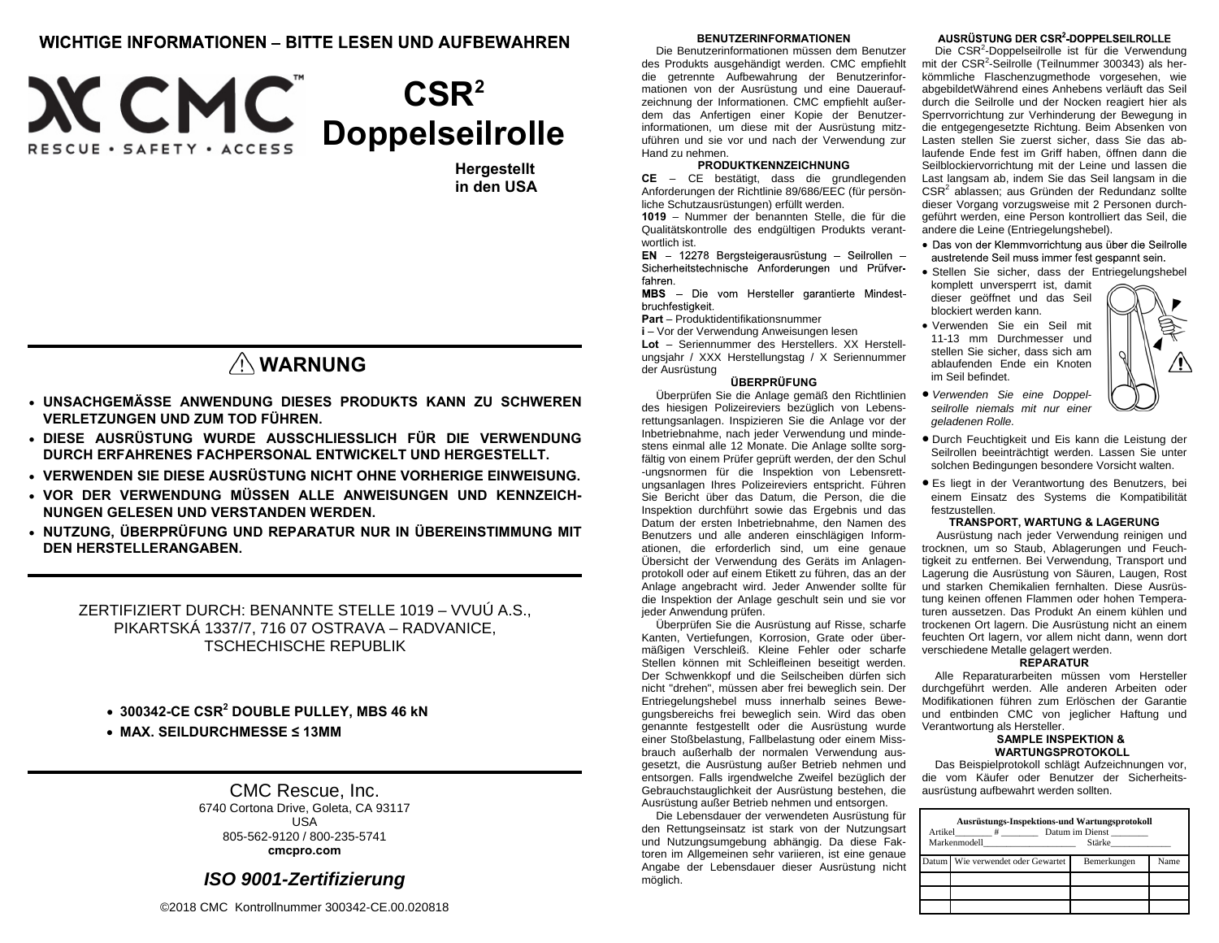## WICHTIGE INFORMATIONEN – BITTE LESEN UND AUFBEWAHREN

CMC™ RESCUE • SAFETY • ACCESS

# CSR² Doppelseilrolle

**Hergestellt in den USA**

## ⚠ WARNUNG

- **UNSACHGEMÄSSE ANWENDUNG DIESES PRODUKTS KANN ZU SCHWEREN VERLETZUNGEN UND ZUM TOD FÜHREN.**
- **DIESE AUSRÜSTUNG WURDE AUSSCHLIESSLICH FÜR DIE VERWENDUNG DURCH ERFAHRENES FACHPERSONAL ENTWICKELT UND HERGESTELLT.**
- **VERWENDEN SIE DIESE AUSRÜSTUNG NICHT OHNE VORHERIGE EINWEISUNG.**
- **VOR DER VERWENDUNG MÜSSEN ALLE ANWEISUNGEN UND KENNZEICHNUNGEN GELESEN UND VERSTANDEN WERDEN.**
- **NUTZUNG, ÜBERPRÜFUNG UND REPARATUR NUR IN ÜBEREINSTIMMUNG MIT DEN HERSTELLERANGABEN.**

ZERTIFIZIERT DURCH: BENANNTE STELLE 1019 – VVUÚ A.S., PIKARTSKÁ 1337/7, 716 07 OSTRAVA – RADVANICE, TSCHECHISCHE REPUBLIK

- **300342-CE CSR² DOUBLE PULLEY, MBS 46 kN**
- **MAX. SEILDURCHMESSE ≤ 13MM**

CMC Rescue, Inc.
6740 Cortona Drive, Goleta, CA 93117
USA
805-562-9120 / 800-235-5741
**cmcpro.com**

***ISO 9001-Zertifizierung***

©2018 CMC Kontrollnummer 300342-CE.00.020818

### BENUTZERINFORMATIONEN

Die Benutzerinformationen müssen dem Benutzer des Produkts ausgehändigt werden. CMC empfiehlt die getrennte Aufbewahrung der Benutzerinformationen von der Ausrüstung und eine Daueraufzeichnung der Informationen. CMC empfiehlt außerdem das Anfertigen einer Kopie der Benutzerinformationen, um diese mit der Ausrüstung mitzuführen und sie vor und nach der Verwendung zur Hand zu nehmen.

### PRODUKTKENNZEICHNUNG

**CE** – CE bestätigt, dass die grundlegenden Anforderungen der Richtlinie 89/686/EEC (für persönliche Schutzausrüstungen) erfüllt werden.

**1019** – Nummer der benannten Stelle, die für die Qualitätskontrolle des endgültigen Produkts verantwortlich ist.

**EN** – 12278 Bergsteigerausrüstung – Seilrollen – Sicherheitstechnische Anforderungen und Prüfverfahren.

**MBS** – Die vom Hersteller garantierte Mindestbruchfestigkeit.

**Part** – Produktidentifikationsnummer

**i** – Vor der Verwendung Anweisungen lesen

**Lot** – Seriennummer des Herstellers. XX Herstellungsjahr / XXX Herstellungstag / X Seriennummer der Ausrüstung

### ÜBERPRÜFUNG

Überprüfen Sie die Anlage gemäß den Richtlinien des hiesigen Polizeireviers bezüglich von Lebensrettungsanlagen. Inspizieren Sie die Anlage vor der Inbetriebnahme, nach jeder Verwendung und mindestens einmal alle 12 Monate. Die Anlage sollte sorgfältig von einem Prüfer geprüft werden, der den Schul -ungsnormen für die Inspektion von Lebensrettungsanlagen Ihres Polizeireviers entspricht. Führen Sie Bericht über das Datum, die Person, die die Inspektion durchführt sowie das Ergebnis und das Datum der ersten Inbetriebnahme, den Namen des Benutzers und alle anderen einschlägigen Informationen, die erforderlich sind, um eine genaue Übersicht der Verwendung des Geräts im Anlagenprotokoll oder auf einem Etikett zu führen, das an der Anlage angebracht wird. Jeder Anwender sollte für die Inspektion der Anlage geschult sein und sie vor jeder Anwendung prüfen.

Überprüfen Sie die Ausrüstung auf Risse, scharfe Kanten, Vertiefungen, Korrosion, Grate oder übermäßigen Verschleiß. Kleine Fehler oder scharfe Stellen können mit Schleifleinen beseitigt werden. Der Schwenkkopf und die Seilscheiben dürfen sich nicht "drehen", müssen aber frei beweglich sein. Der Entriegelungshebel muss innerhalb seines Bewegungsbereichs frei beweglich sein. Wird das oben genannte festgestellt oder die Ausrüstung wurde einer Stoßbelastung, Fallbelastung oder einem Missbrauch außerhalb der normalen Verwendung ausgesetzt, die Ausrüstung außer Betrieb nehmen und entsorgen. Falls irgendwelche Zweifel bezüglich der Gebrauchstauglichkeit der Ausrüstung bestehen, die Ausrüstung außer Betrieb nehmen und entsorgen.

Die Lebensdauer der verwendeten Ausrüstung für den Rettungseinsatz ist stark von der Nutzungsart und Nutzungsumgebung abhängig. Da diese Faktoren im Allgemeinen sehr variieren, ist eine genaue Angabe der Lebensdauer dieser Ausrüstung nicht möglich.

### AUSRÜSTUNG DER CSR²-DOPPELSEILROLLE

Die CSR²-Doppelseilrolle ist für die Verwendung mit der CSR²-Seilrolle (Teilnummer 300343) als herkömmliche Flaschenzugmethode vorgesehen, wie abgebildetWährend eines Anhebens verläuft das Seil durch die Seilrolle und der Nocken reagiert hier als Sperrvorrichtung zur Verhinderung der Bewegung in die entgegengesetzte Richtung. Beim Absenken von Lasten stellen Sie zuerst sicher, dass Sie das ablaufende Ende fest im Griff haben, öffnen dann die Seilblockiervorrichtung mit der Leine und lassen die Last langsam ab, indem Sie das Seil langsam in die CSR² ablassen; aus Gründen der Redundanz sollte dieser Vorgang vorzugsweise mit 2 Personen durchgeführt werden, eine Person kontrolliert das Seil, die andere die Leine (Entriegelungshebel).

- Das von der Klemmvorrichtung aus über die Seilrolle austretende Seil muss immer fest gespannt sein.
- Stellen Sie sicher, dass der Entriegelungshebel komplett unversperrt ist, damit dieser geöffnet und das Seil blockiert werden kann.
- Verwenden Sie ein Seil mit 11-13 mm Durchmesser und stellen Sie sicher, dass sich am ablaufenden Ende ein Knoten im Seil befindet.
- *Verwenden Sie eine Doppelseilrolle niemals mit nur einer geladenen Rolle.*
- Durch Feuchtigkeit und Eis kann die Leistung der Seilrollen beeinträchtigt werden. Lassen Sie unter solchen Bedingungen besondere Vorsicht walten.
- Es liegt in der Verantwortung des Benutzers, bei einem Einsatz des Systems die Kompatibilität festzustellen.

### TRANSPORT, WARTUNG & LAGERUNG

Ausrüstung nach jeder Verwendung reinigen und trocknen, um so Staub, Ablagerungen und Feuchtigkeit zu entfernen. Bei Verwendung, Transport und Lagerung die Ausrüstung von Säuren, Laugen, Rost und starken Chemikalien fernhalten. Diese Ausrüstung keinen offenen Flammen oder hohen Temperaturen aussetzen. Das Produkt An einem kühlen und trockenen Ort lagern. Die Ausrüstung nicht an einem feuchten Ort lagern, vor allem nicht dann, wenn dort verschiedene Metalle gelagert werden.

### REPARATUR

Alle Reparaturarbeiten müssen vom Hersteller durchgeführt werden. Alle anderen Arbeiten oder Modifikationen führen zum Erlöschen der Garantie und entbinden CMC von jeglicher Haftung und Verantwortung als Hersteller.

### SAMPLE INSPEKTION & WARTUNGSPROTOKOLL

Das Beispielprotokoll schlägt Aufzeichnungen vor, die vom Käufer oder Benutzer der Sicherheitsausrüstung aufbewahrt werden sollten.

**Ausrüstungs-Inspektions-und Wartungsprotokoll**
Artikel________ # ________ Datum im Dienst ________
Markenmodell____________________ Stärke____________

| Datum | Wie verwendet oder Gewartet | Bemerkungen | Name |
|---|---|---|---|
| | | | |
| | | | |
| | | | |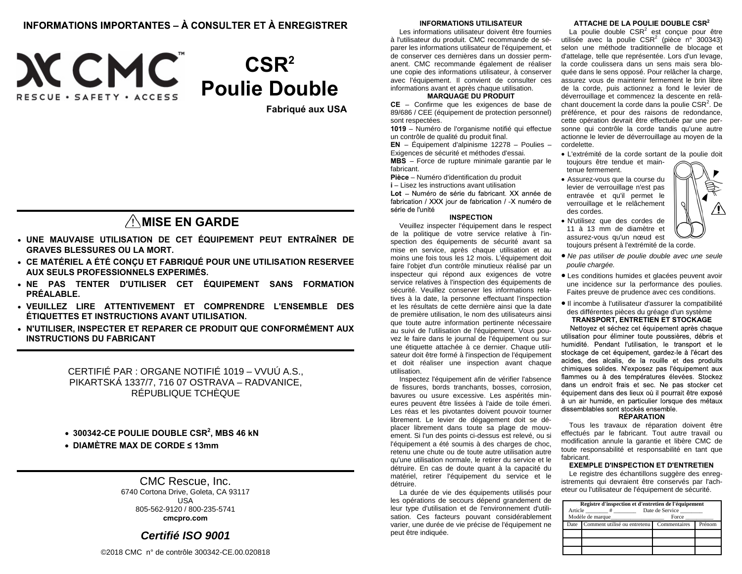**INFORMATIONS IMPORTANTES – À CONSULTER ET À ENREGISTRER**

CMC™ RESCUE • SAFETY • ACCESS

# CSR² Poulie Double

**Fabriqué aux USA**

## ⚠ MISE EN GARDE

- **UNE MAUVAISE UTILISATION DE CET ÉQUIPEMENT PEUT ENTRAÎNER DE GRAVES BLESSURES OU LA MORT.**
- **CE MATÉRIEL A ÉTÉ CONÇU ET FABRIQUÉ POUR UNE UTILISATION RESERVEE AUX SEULS PROFESSIONNELS EXPERIMÉS.**
- **NE PAS TENTER D'UTILISER CET ÉQUIPEMENT SANS FORMATION PRÉALABLE.**
- **VEUILLEZ LIRE ATTENTIVEMENT ET COMPRENDRE L'ENSEMBLE DES ÉTIQUETTES ET INSTRUCTIONS AVANT UTILISATION.**
- **N'UTILISER, INSPECTER ET REPARER CE PRODUIT QUE CONFORMÉMENT AUX INSTRUCTIONS DU FABRICANT**

CERTIFIÉ PAR : ORGANE NOTIFIÉ 1019 – VVUÚ A.S., PIKARTSKÁ 1337/7, 716 07 OSTRAVA – RADVANICE, RÉPUBLIQUE TCHÈQUE

- **300342-CE POULIE DOUBLE CSR², MBS 46 kN**
- **DIAMÈTRE MAX DE CORDE ≤ 13mm**

CMC Rescue, Inc.
6740 Cortona Drive, Goleta, CA 93117
USA
805-562-9120 / 800-235-5741
**cmcpro.com**

***Certifié ISO 9001***

©2018 CMC n° de contrôle 300342-CE.00.020818

### INFORMATIONS UTILISATEUR

Les informations utilisateur doivent être fournies à l'utilisateur du produit. CMC recommande de séparer les informations utilisateur de l'équipement, et de conserver ces dernières dans un dossier permanent. CMC recommande également de réaliser une copie des informations utilisateur, à conserver avec l'équipement. Il convient de consulter ces informations avant et après chaque utilisation.

### MARQUAGE DU PRODUIT

**CE** – Confirme que les exigences de base de 89/686 / CEE (équipement de protection personnel) sont respectées.

**1019** – Numéro de l'organisme notifié qui effectue un contrôle de qualité du produit final.

**EN** – Équipement d'alpinisme 12278 – Poulies – Exigences de sécurité et méthodes d'essai.

**MBS** – Force de rupture minimale garantie par le fabricant.

**Pièce** – Numéro d'identification du produit

**i** – Lisez les instructions avant utilisation

**Lot** – Numéro de série du fabricant. XX année de fabrication / XXX jour de fabrication / -X numéro de série de l'unité

### INSPECTION

Veuillez inspecter l'équipement dans le respect de la politique de votre service relative à l'inspection des équipements de sécurité avant sa mise en service, après chaque utilisation et au moins une fois tous les 12 mois. L'équipement doit faire l'objet d'un contrôle minutieux réalisé par un inspecteur qui répond aux exigences de votre service relatives à l'inspection des équipements de sécurité. Veuillez conserver les informations relatives à la date, la personne effectuant l'inspection et les résultats de cette dernière ainsi que la date de première utilisation, le nom des utilisateurs ainsi que toute autre information pertinente nécessaire au suivi de l'utilisation de l'équipement. Vous pouvez le faire dans le journal de l'équipement ou sur une étiquette attachée à ce dernier. Chaque utilisateur doit être formé à l'inspection de l'équipement et doit réaliser une inspection avant chaque utilisation.

Inspectez l'équipement afin de vérifier l'absence de fissures, bords tranchants, bosses, corrosion, bavures ou usure excessive. Les aspérités mineures peuvent être lissées à l'aide de toile émeri. Les réas et les pivotantes doivent pouvoir tourner librement. Le levier de dégagement doit se déplacer librement dans toute sa plage de mouvement. Si l'un des points ci-dessus est relevé, ou si l'équipement a été soumis à des charges de choc, retenu une chute ou de toute autre utilisation autre qu'une utilisation normale, le retirer du service et le détruire. En cas de doute quant à la capacité du matériel, retirer l'équipement du service et le détruire.

La durée de vie des équipements utilisés pour les opérations de secours dépend grandement de leur type d'utilisation et de l'environnement d'utilisation. Ces facteurs pouvant considérablement varier, une durée de vie précise de l'équipement ne peut être indiquée.

### ATTACHE DE LA POULIE DOUBLE CSR²

La poulie double CSR² est conçue pour être utilisée avec la poulie CSR² (pièce n° 300343) selon une méthode traditionnelle de blocage et d'attelage, telle que représentée. Lors d'un levage, la corde coulissera dans un sens mais sera bloquée dans le sens opposé. Pour relâcher la charge, assurez vous de maintenir fermement le brin libre de la corde, puis actionnez a fond le levier de déverrouillage et commencez la descente en relâchant doucement la corde dans la poulie CSR². De préférence, et pour des raisons de redondance, cette opération devrait être effectuée par une personne qui contrôle la corde tandis qu'une autre actionne le levier de déverrouillage au moyen de la cordelette.

- L'extrémité de la corde sortant de la poulie doit toujours être tendue et maintenue fermement.
- Assurez-vous que la course du levier de verrouillage n'est pas entravée et qu'il permet le verrouillage et le relâchement des cordes.
- N'utilisez que des cordes de 11 à 13 mm de diamètre et assurez-vous qu'un nœud est toujours présent à l'extrémité de la corde.
- *Ne pas utiliser de poulie double avec une seule poulie chargée.*
- Les conditions humides et glacées peuvent avoir une incidence sur la performance des poulies. Faites preuve de prudence avec ces conditions.
- Il incombe à l'utilisateur d'assurer la compatibilité des différentes pièces du gréage d'un système

### TRANSPORT, ENTRETIEN ET STOCKAGE

Nettoyez et séchez cet équipement après chaque utilisation pour éliminer toute poussières, débris et humidité. Pendant l'utilisation, le transport et le stockage de cet équipement, gardez-le à l'écart des acides, des alcalis, de la rouille et des produits chimiques solides. N'exposez pas l'équipement aux flammes ou à des températures élevées. Stockez dans un endroit frais et sec. Ne pas stocker cet équipement dans des lieux où il pourrait être exposé à un air humide, en particulier lorsque des métaux dissemblables sont stockés ensemble.

### RÉPARATION

Tous les travaux de réparation doivent être effectués par le fabricant. Tout autre travail ou modification annule la garantie et libère CMC de toute responsabilité et responsabilité en tant que fabricant.

### EXEMPLE D'INSPECTION ET D'ENTRETIEN

Le registre des échantillons suggère des enregistrements qui devraient être conservés par l'acheteur ou l'utilisateur de l'équipement de sécurité.

**Registre d'inspection et d'entretien de l'équipement**

Article ________ # ________ Date de Service ________
Modèle de marque__________________ Force ________

| Date | Comment utilisé ou entretenu | Commentaires | Prénom |
|---|---|---|---|
| | | | |
| | | | |
| | | | |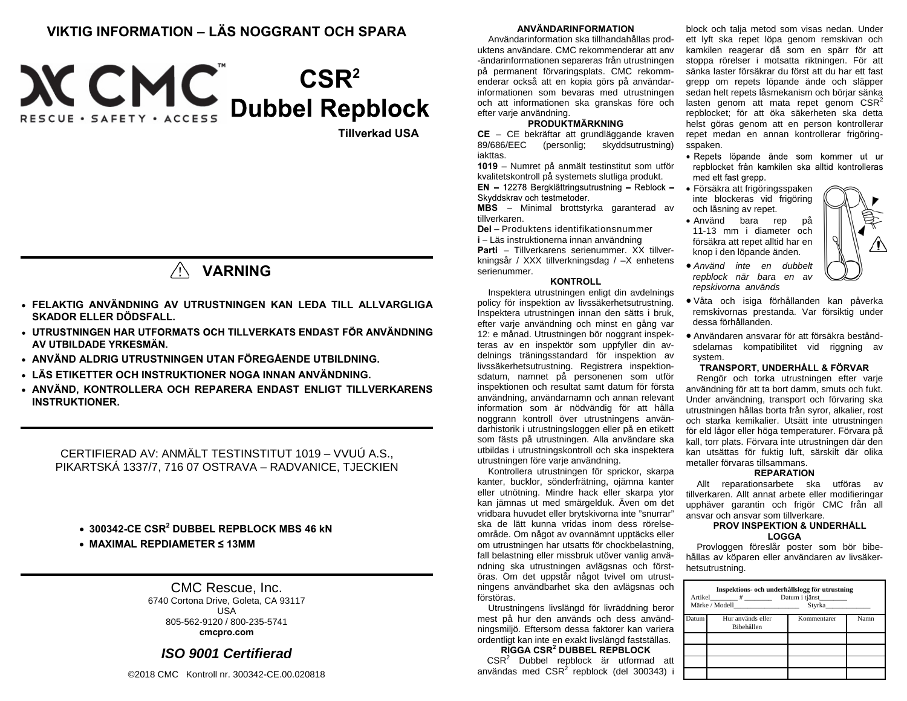**VIKTIG INFORMATION – LÄS NOGGRANT OCH SPARA**

# CSR² Dubbel Repblock

**Tillverkad USA**

## ⚠ VARNING

- **FELAKTIG ANVÄNDNING AV UTRUSTNINGEN KAN LEDA TILL ALLVARGLIGA SKADOR ELLER DÖDSFALL.**
- **UTRUSTNINGEN HAR UTFORMATS OCH TILLVERKATS ENDAST FÖR ANVÄNDNING AV UTBILDADE YRKESMÄN.**
- **ANVÄND ALDRIG UTRUSTNINGEN UTAN FÖREGÅENDE UTBILDNING.**
- **LÄS ETIKETTER OCH INSTRUKTIONER NOGA INNAN ANVÄNDNING.**
- **ANVÄND, KONTROLLERA OCH REPARERA ENDAST ENLIGT TILLVERKARENS INSTRUKTIONER.**

CERTIFIERAD AV: ANMÄLT TESTINSTITUT 1019 – VVUÚ A.S., PIKARTSKÁ 1337/7, 716 07 OSTRAVA – RADVANICE, TJECKIEN

- **300342-CE CSR² DUBBEL REPBLOCK MBS 46 kN**
- **MAXIMAL REPDIAMETER ≤ 13MM**

CMC Rescue, Inc.
6740 Cortona Drive, Goleta, CA 93117
USA
805-562-9120 / 800-235-5741
**cmcpro.com**

***ISO 9001 Certifierad***

©2018 CMC Kontroll nr. 300342-CE.00.020818

### ANVÄNDARINFORMATION

Användarinformation ska tillhandahållas produktens användare. CMC rekommenderar att användarinformationen separeras från utrustningen på permanent förvaringsplats. CMC rekommenderar också att en kopia görs på användarinformationen som bevaras med utrustningen och att informationen ska granskas före och efter varje användning.

### PRODUKTMÄRKNING

**CE** – CE bekräftar att grundläggande kraven 89/686/EEC (personlig; skyddsutrustning) iakttas.

**1019** – Numret på anmält testinstitut som utför kvalitetskontroll på systemets slutliga produkt.

**EN –** 12278 Bergklättringsutrustning – Reblock – Skyddskrav och testmetoder.

**MBS** – Minimal brottstyrka garanterad av tillverkaren.

**Del –** Produktens identifikationsnummer

**i** – Läs instruktionerna innan användning

**Parti** – Tillverkarens serienummer. XX tillverkningsår / XXX tillverkningsdag / –X enhetens serienummer.

### KONTROLL

Inspektera utrustningen enligt din avdelnings policy för inspektion av livssäkerhetsutrustning. Inspektera utrustningen innan den sätts i bruk, efter varje användning och minst en gång var 12: e månad. Utrustningen bör noggrant inspekteras av en inspektör som uppfyller din avdelnings träningsstandard för inspektion av livssäkerhetsutrustning. Registrera inspektionsdatum, namnet på personenen som utför inspektionen och resultat samt datum för första användning, användarnamn och annan relevant information som är nödvändig för att hålla noggrann kontroll över utrustningens användarhistorik i utrustningsloggen eller på en etikett som fästs på utrustningen. Alla användare ska utbildas i utrustningskontroll och ska inspektera utrustningen före varje användning.

Kontrollera utrustningen för sprickor, skarpa kanter, bucklor, sönderfrätning, ojämna kanter eller utnötning. Mindre hack eller skarpa ytor kan jämnas ut med smärgelduk. Även om det vridbara huvudet eller brytskivorna inte "snurrar" ska de lätt kunna vridas inom dess rörelseområde. Om något av ovannämnt upptäcks eller om utrustningen har utsatts för chockbelastning, fall belastning eller missbruk utöver vanlig användning ska utrustningen avlägsnas och förstöras. Om det uppstår något tvivel om utrustningens användbarhet ska den avlägsnas och förstöras.

Utrustningens livslängd för livräddning beror mest på hur den används och dess användningsmiljö. Eftersom dessa faktorer kan variera ordentligt kan inte en exakt livslängd fastställas.

### RIGGA CSR² DUBBEL REPBLOCK

CSR² Dubbel repblock är utformad att användas med CSR² repblock (del 300343) i block och talja metod som visas nedan. Under ett lyft ska repet löpa genom remskivan och kamkilen reagerar då som en spärr för att stoppa rörelser i motsatta riktningen. För att sänka laster försäkrar du först att du har ett fast grepp om repets löpande ände och släpper sedan helt repets låsmekanism och börjar sänka lasten genom att mata repet genom CSR² repblocket; för att öka säkerheten ska detta helst göras genom att en person kontrollerar repet medan en annan kontrollerar frigöringsspaken.

- Repets löpande ände som kommer ut ur repblocket från kamkilen ska alltid kontrolleras med ett fast grepp.
- Försäkra att frigöringsspaken inte blockeras vid frigöring och låsning av repet.
- Använd bara rep på 11-13 mm i diameter och försäkra att repet alltid har en knop i den löpande änden.
- *Använd inte en dubbelt repblock när bara en av repskivorna används*
- Våta och isiga förhållanden kan påverka remskivornas prestanda. Var försiktig under dessa förhållanden.
- Användaren ansvarar för att försäkra beståndsdelarnas kompatibilitet vid riggning av system.

### TRANSPORT, UNDERHÅLL & FÖRVAR

Rengör och torka utrustningen efter varje användning för att ta bort damm, smuts och fukt. Under användning, transport och förvaring ska utrustningen hållas borta från syror, alkalier, rost och starka kemikalier. Utsätt inte utrustningen för eld lågor eller höga temperaturer. Förvara på kall, torr plats. Förvara inte utrustningen där den kan utsättas för fuktig luft, särskilt där olika metaller förvaras tillsammans.

### REPARATION

Allt reparationsarbete ska utföras av tillverkaren. Allt annat arbete eller modifieringar upphäver garantin och frigör CMC från all ansvar och ansvar som tillverkare.

### PROV INSPEKTION & UNDERHÅLL LOGGA

Provloggen föreslår poster som bör bibehållas av köparen eller användaren av livsäkerhetsutrustning.

**Inspektions- och underhållslogg för utrustning**
Artikel________ # ________ Datum i tjänst________
Märke / Modell___________________ Styrka_____________

| Datum | Hur används eller Bibehållen | Kommentarer | Namn |
|---|---|---|---|
| | | | |
| | | | |
| | | | |
| | | | |